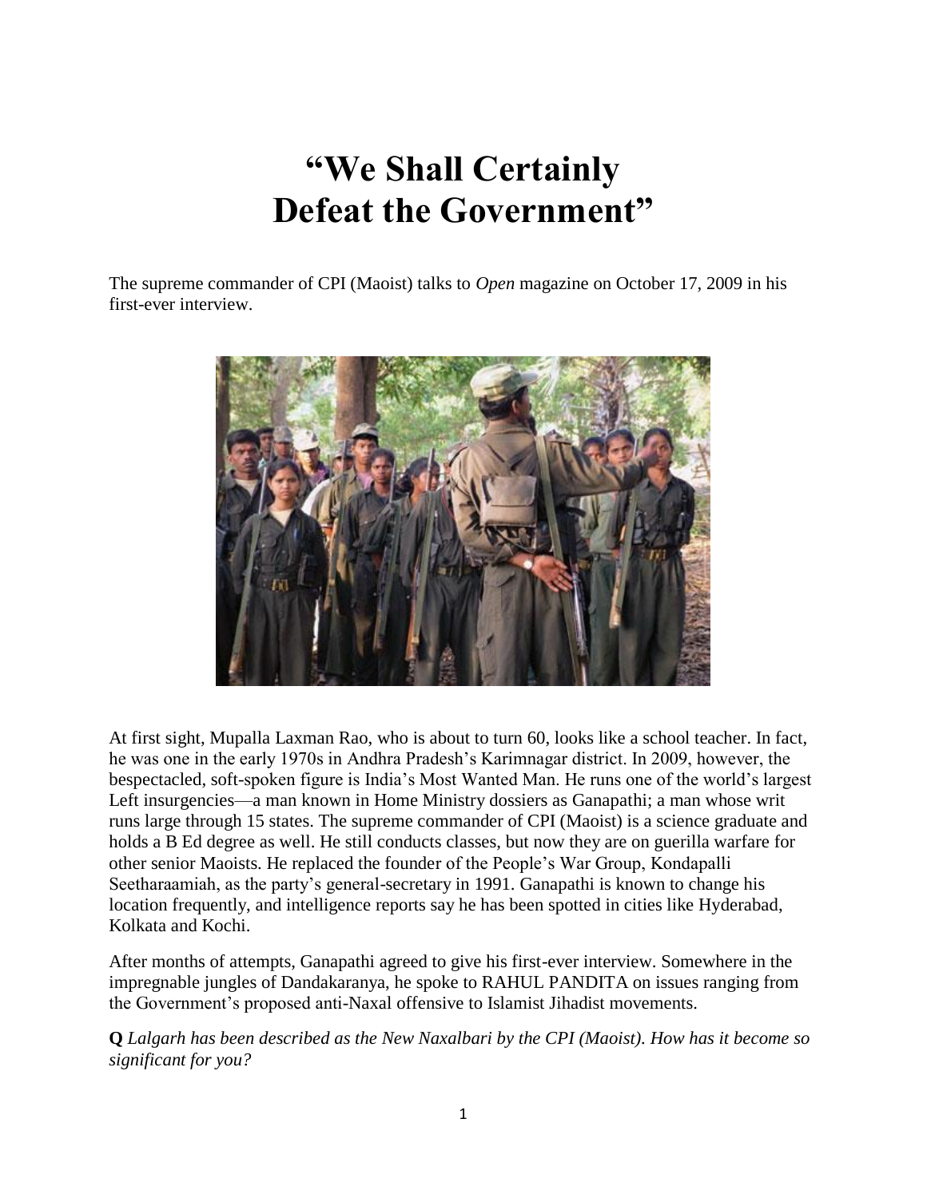# “We Shall Certainly Defeat the Government”

The supreme commander of CPI (Maoist) talks to *Open* magazine on October 17, 2009 in his first-ever interview.

At first sight, Mupalla Laxman Rao, who is about to turn 60, looks like a school teacher. In fact, he was one in the early 1970s in Andhra Pradesh’s Karimnagar district. In 2009, however, the bespectacled, soft-spoken figure is India’s Most Wanted Man. He runs one of the world’s largest Left insurgencies—a man known in Home Ministry dossiers as Ganapathi; a man whose writ runs large through 15 states. The supreme commander of CPI (Maoist) is a science graduate and holds a B Ed degree as well. He still conducts classes, but now they are on guerilla warfare for other senior Maoists. He replaced the founder of the People’s War Group, Kondapalli Seetharaamiah, as the party’s general-secretary in 1991. Ganapathi is known to change his location frequently, and intelligence reports say he has been spotted in cities like Hyderabad, Kolkata and Kochi.

After months of attempts, Ganapathi agreed to give his first-ever interview. Somewhere in the impregnable jungles of Dandakaranya, he spoke to RAHUL PANDITA on issues ranging from the Government’s proposed anti-Naxal offensive to Islamist Jihadist movements.

**Q** *Lalgarh has been described as the New Naxalbari by the CPI (Maoist). How has it become so significant for you?*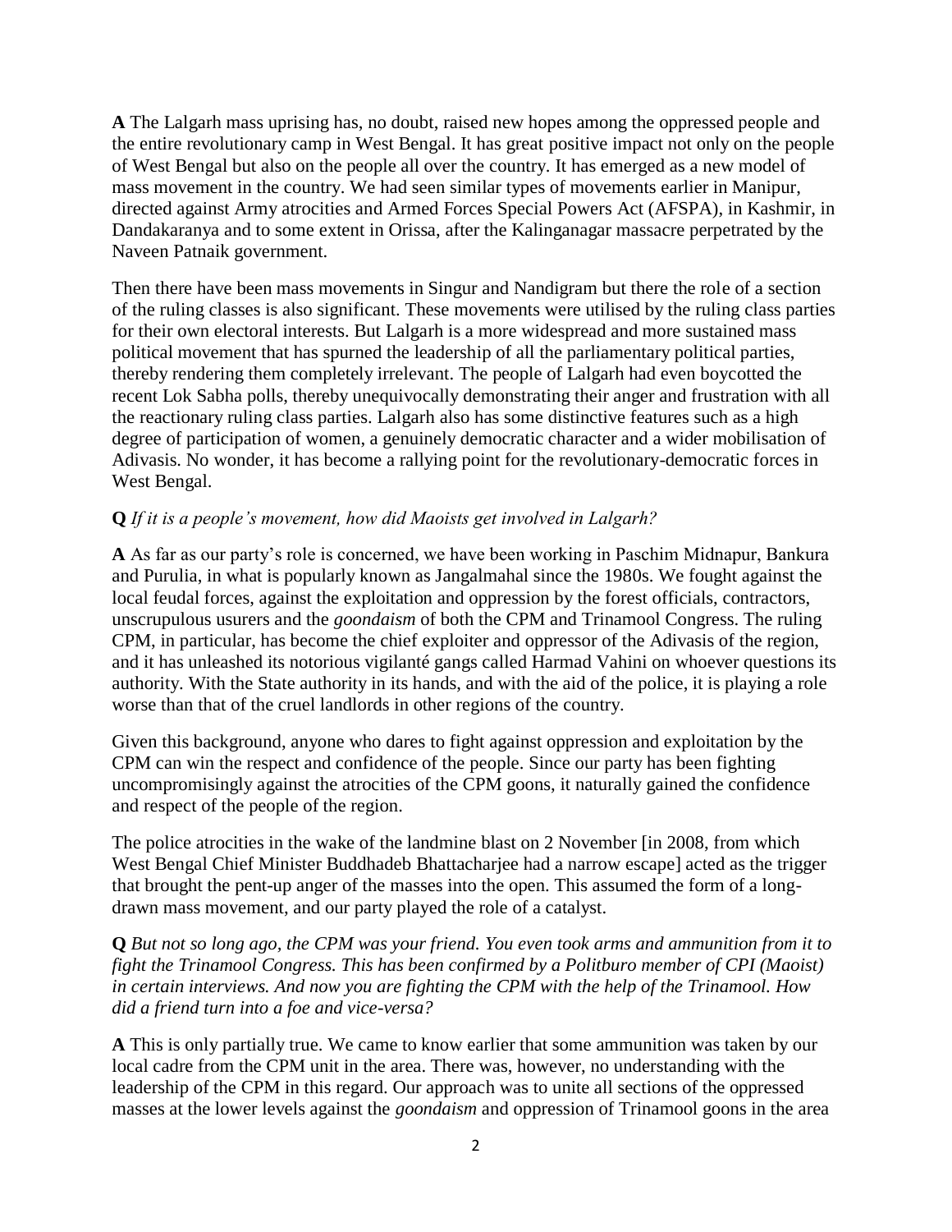**A** The Lalgarh mass uprising has, no doubt, raised new hopes among the oppressed people and the entire revolutionary camp in West Bengal. It has great positive impact not only on the people of West Bengal but also on the people all over the country. It has emerged as a new model of mass movement in the country. We had seen similar types of movements earlier in Manipur, directed against Army atrocities and Armed Forces Special Powers Act (AFSPA), in Kashmir, in Dandakaranya and to some extent in Orissa, after the Kalinganagar massacre perpetrated by the Naveen Patnaik government.

Then there have been mass movements in Singur and Nandigram but there the role of a section of the ruling classes is also significant. These movements were utilised by the ruling class parties for their own electoral interests. But Lalgarh is a more widespread and more sustained mass political movement that has spurned the leadership of all the parliamentary political parties, thereby rendering them completely irrelevant. The people of Lalgarh had even boycotted the recent Lok Sabha polls, thereby unequivocally demonstrating their anger and frustration with all the reactionary ruling class parties. Lalgarh also has some distinctive features such as a high degree of participation of women, a genuinely democratic character and a wider mobilisation of Adivasis. No wonder, it has become a rallying point for the revolutionary-democratic forces in West Bengal.

**Q** *If it is a people's movement, how did Maoists get involved in Lalgarh?*

**A** As far as our party's role is concerned, we have been working in Paschim Midnapur, Bankura and Purulia, in what is popularly known as Jangalmahal since the 1980s. We fought against the local feudal forces, against the exploitation and oppression by the forest officials, contractors, unscrupulous usurers and the *goondaism* of both the CPM and Trinamool Congress. The ruling CPM, in particular, has become the chief exploiter and oppressor of the Adivasis of the region, and it has unleashed its notorious vigilanté gangs called Harmad Vahini on whoever questions its authority. With the State authority in its hands, and with the aid of the police, it is playing a role worse than that of the cruel landlords in other regions of the country.

Given this background, anyone who dares to fight against oppression and exploitation by the CPM can win the respect and confidence of the people. Since our party has been fighting uncompromisingly against the atrocities of the CPM goons, it naturally gained the confidence and respect of the people of the region.

The police atrocities in the wake of the landmine blast on 2 November [in 2008, from which West Bengal Chief Minister Buddhadeb Bhattacharjee had a narrow escape] acted as the trigger that brought the pent-up anger of the masses into the open. This assumed the form of a long-drawn mass movement, and our party played the role of a catalyst.

**Q** *But not so long ago, the CPM was your friend. You even took arms and ammunition from it to fight the Trinamool Congress. This has been confirmed by a Politburo member of CPI (Maoist) in certain interviews. And now you are fighting the CPM with the help of the Trinamool. How did a friend turn into a foe and vice-versa?*

**A** This is only partially true. We came to know earlier that some ammunition was taken by our local cadre from the CPM unit in the area. There was, however, no understanding with the leadership of the CPM in this regard. Our approach was to unite all sections of the oppressed masses at the lower levels against the *goondaism* and oppression of Trinamool goons in the area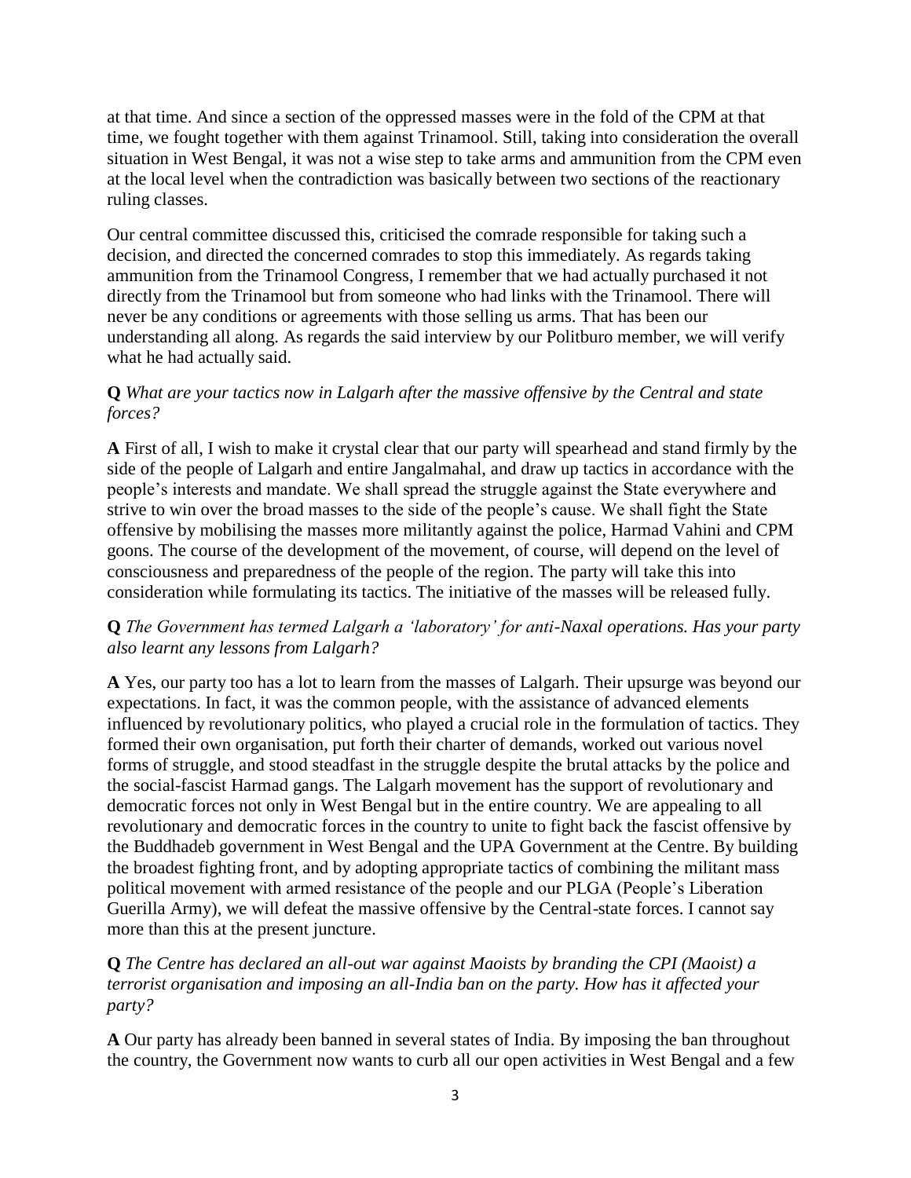at that time. And since a section of the oppressed masses were in the fold of the CPM at that time, we fought together with them against Trinamool. Still, taking into consideration the overall situation in West Bengal, it was not a wise step to take arms and ammunition from the CPM even at the local level when the contradiction was basically between two sections of the reactionary ruling classes.

Our central committee discussed this, criticised the comrade responsible for taking such a decision, and directed the concerned comrades to stop this immediately. As regards taking ammunition from the Trinamool Congress, I remember that we had actually purchased it not directly from the Trinamool but from someone who had links with the Trinamool. There will never be any conditions or agreements with those selling us arms. That has been our understanding all along. As regards the said interview by our Politburo member, we will verify what he had actually said.

**Q** *What are your tactics now in Lalgarh after the massive offensive by the Central and state forces?*

**A** First of all, I wish to make it crystal clear that our party will spearhead and stand firmly by the side of the people of Lalgarh and entire Jangalmahal, and draw up tactics in accordance with the people's interests and mandate. We shall spread the struggle against the State everywhere and strive to win over the broad masses to the side of the people's cause. We shall fight the State offensive by mobilising the masses more militantly against the police, Harmad Vahini and CPM goons. The course of the development of the movement, of course, will depend on the level of consciousness and preparedness of the people of the region. The party will take this into consideration while formulating its tactics. The initiative of the masses will be released fully.

**Q** *The Government has termed Lalgarh a 'laboratory' for anti-Naxal operations. Has your party also learnt any lessons from Lalgarh?*

**A** Yes, our party too has a lot to learn from the masses of Lalgarh. Their upsurge was beyond our expectations. In fact, it was the common people, with the assistance of advanced elements influenced by revolutionary politics, who played a crucial role in the formulation of tactics. They formed their own organisation, put forth their charter of demands, worked out various novel forms of struggle, and stood steadfast in the struggle despite the brutal attacks by the police and the social-fascist Harmad gangs. The Lalgarh movement has the support of revolutionary and democratic forces not only in West Bengal but in the entire country. We are appealing to all revolutionary and democratic forces in the country to unite to fight back the fascist offensive by the Buddhadeb government in West Bengal and the UPA Government at the Centre. By building the broadest fighting front, and by adopting appropriate tactics of combining the militant mass political movement with armed resistance of the people and our PLGA (People's Liberation Guerilla Army), we will defeat the massive offensive by the Central-state forces. I cannot say more than this at the present juncture.

**Q** *The Centre has declared an all-out war against Maoists by branding the CPI (Maoist) a terrorist organisation and imposing an all-India ban on the party. How has it affected your party?*

**A** Our party has already been banned in several states of India. By imposing the ban throughout the country, the Government now wants to curb all our open activities in West Bengal and a few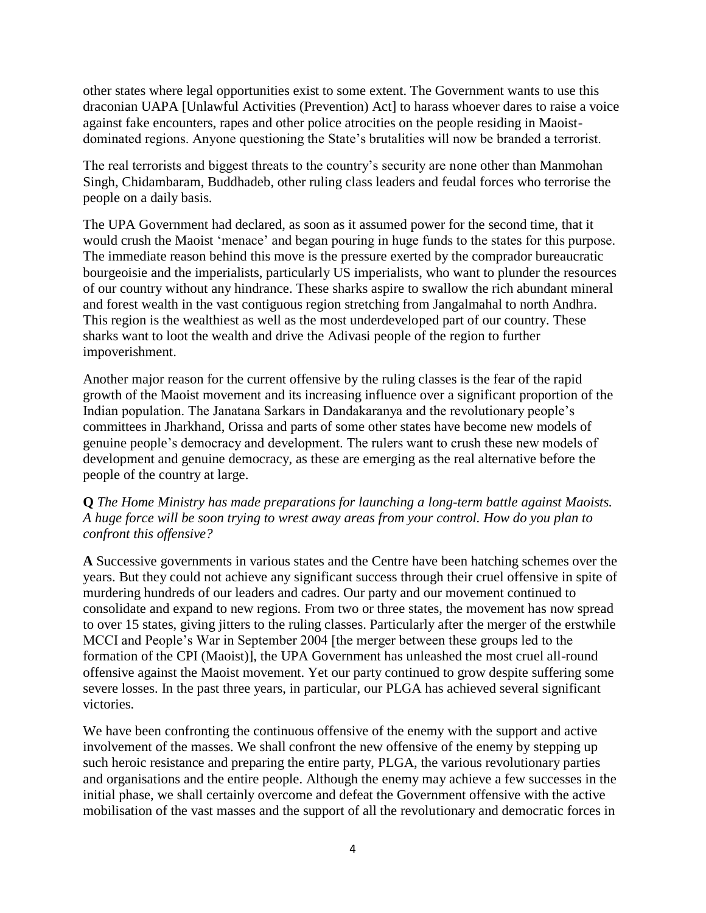other states where legal opportunities exist to some extent. The Government wants to use this draconian UAPA [Unlawful Activities (Prevention) Act] to harass whoever dares to raise a voice against fake encounters, rapes and other police atrocities on the people residing in Maoist-dominated regions. Anyone questioning the State's brutalities will now be branded a terrorist.

The real terrorists and biggest threats to the country's security are none other than Manmohan Singh, Chidambaram, Buddhadeb, other ruling class leaders and feudal forces who terrorise the people on a daily basis.

The UPA Government had declared, as soon as it assumed power for the second time, that it would crush the Maoist 'menace' and began pouring in huge funds to the states for this purpose. The immediate reason behind this move is the pressure exerted by the comprador bureaucratic bourgeoisie and the imperialists, particularly US imperialists, who want to plunder the resources of our country without any hindrance. These sharks aspire to swallow the rich abundant mineral and forest wealth in the vast contiguous region stretching from Jangalmahal to north Andhra. This region is the wealthiest as well as the most underdeveloped part of our country. These sharks want to loot the wealth and drive the Adivasi people of the region to further impoverishment.

Another major reason for the current offensive by the ruling classes is the fear of the rapid growth of the Maoist movement and its increasing influence over a significant proportion of the Indian population. The Janatana Sarkars in Dandakaranya and the revolutionary people's committees in Jharkhand, Orissa and parts of some other states have become new models of genuine people's democracy and development. The rulers want to crush these new models of development and genuine democracy, as these are emerging as the real alternative before the people of the country at large.

**Q** *The Home Ministry has made preparations for launching a long-term battle against Maoists. A huge force will be soon trying to wrest away areas from your control. How do you plan to confront this offensive?*

**A** Successive governments in various states and the Centre have been hatching schemes over the years. But they could not achieve any significant success through their cruel offensive in spite of murdering hundreds of our leaders and cadres. Our party and our movement continued to consolidate and expand to new regions. From two or three states, the movement has now spread to over 15 states, giving jitters to the ruling classes. Particularly after the merger of the erstwhile MCCI and People's War in September 2004 [the merger between these groups led to the formation of the CPI (Maoist)], the UPA Government has unleashed the most cruel all-round offensive against the Maoist movement. Yet our party continued to grow despite suffering some severe losses. In the past three years, in particular, our PLGA has achieved several significant victories.

We have been confronting the continuous offensive of the enemy with the support and active involvement of the masses. We shall confront the new offensive of the enemy by stepping up such heroic resistance and preparing the entire party, PLGA, the various revolutionary parties and organisations and the entire people. Although the enemy may achieve a few successes in the initial phase, we shall certainly overcome and defeat the Government offensive with the active mobilisation of the vast masses and the support of all the revolutionary and democratic forces in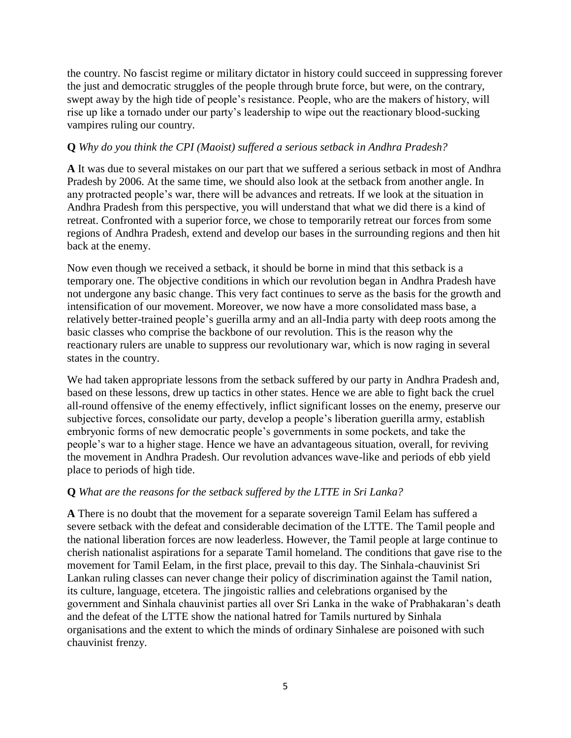the country. No fascist regime or military dictator in history could succeed in suppressing forever the just and democratic struggles of the people through brute force, but were, on the contrary, swept away by the high tide of people's resistance. People, who are the makers of history, will rise up like a tornado under our party's leadership to wipe out the reactionary blood-sucking vampires ruling our country.

**Q** *Why do you think the CPI (Maoist) suffered a serious setback in Andhra Pradesh?*

**A** It was due to several mistakes on our part that we suffered a serious setback in most of Andhra Pradesh by 2006. At the same time, we should also look at the setback from another angle. In any protracted people's war, there will be advances and retreats. If we look at the situation in Andhra Pradesh from this perspective, you will understand that what we did there is a kind of retreat. Confronted with a superior force, we chose to temporarily retreat our forces from some regions of Andhra Pradesh, extend and develop our bases in the surrounding regions and then hit back at the enemy.

Now even though we received a setback, it should be borne in mind that this setback is a temporary one. The objective conditions in which our revolution began in Andhra Pradesh have not undergone any basic change. This very fact continues to serve as the basis for the growth and intensification of our movement. Moreover, we now have a more consolidated mass base, a relatively better-trained people's guerilla army and an all-India party with deep roots among the basic classes who comprise the backbone of our revolution. This is the reason why the reactionary rulers are unable to suppress our revolutionary war, which is now raging in several states in the country.

We had taken appropriate lessons from the setback suffered by our party in Andhra Pradesh and, based on these lessons, drew up tactics in other states. Hence we are able to fight back the cruel all-round offensive of the enemy effectively, inflict significant losses on the enemy, preserve our subjective forces, consolidate our party, develop a people's liberation guerilla army, establish embryonic forms of new democratic people's governments in some pockets, and take the people's war to a higher stage. Hence we have an advantageous situation, overall, for reviving the movement in Andhra Pradesh. Our revolution advances wave-like and periods of ebb yield place to periods of high tide.

**Q** *What are the reasons for the setback suffered by the LTTE in Sri Lanka?*

**A** There is no doubt that the movement for a separate sovereign Tamil Eelam has suffered a severe setback with the defeat and considerable decimation of the LTTE. The Tamil people and the national liberation forces are now leaderless. However, the Tamil people at large continue to cherish nationalist aspirations for a separate Tamil homeland. The conditions that gave rise to the movement for Tamil Eelam, in the first place, prevail to this day. The Sinhala-chauvinist Sri Lankan ruling classes can never change their policy of discrimination against the Tamil nation, its culture, language, etcetera. The jingoistic rallies and celebrations organised by the government and Sinhala chauvinist parties all over Sri Lanka in the wake of Prabhakaran's death and the defeat of the LTTE show the national hatred for Tamils nurtured by Sinhala organisations and the extent to which the minds of ordinary Sinhalese are poisoned with such chauvinist frenzy.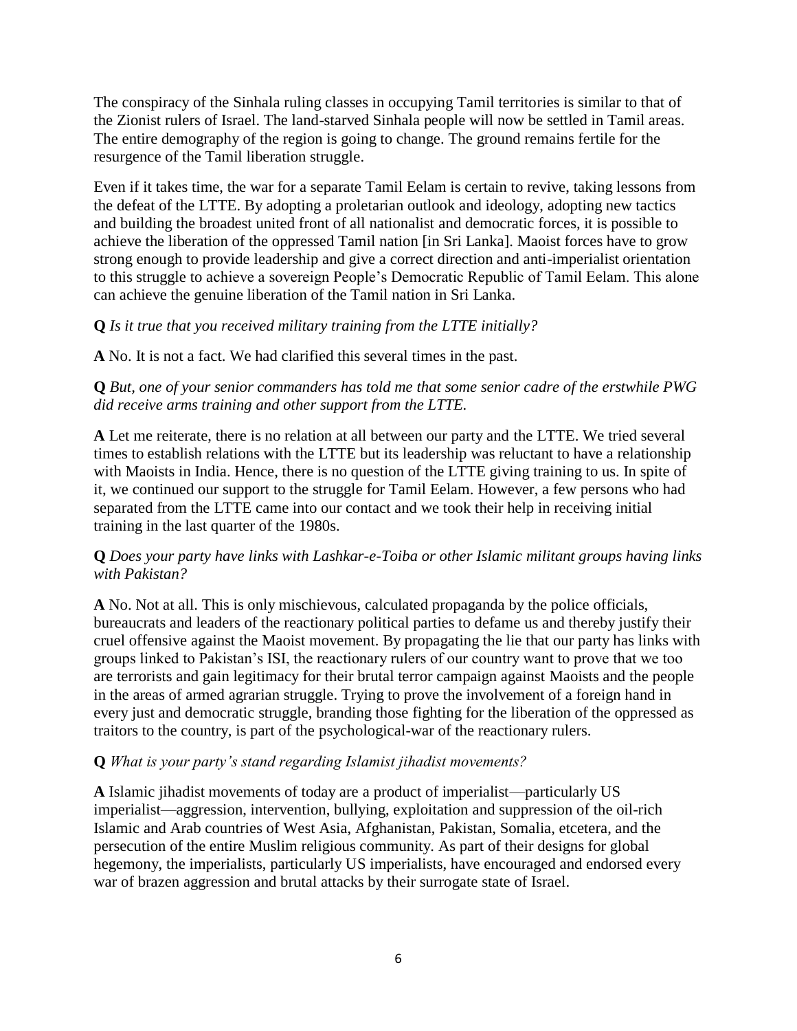The conspiracy of the Sinhala ruling classes in occupying Tamil territories is similar to that of the Zionist rulers of Israel. The land-starved Sinhala people will now be settled in Tamil areas. The entire demography of the region is going to change. The ground remains fertile for the resurgence of the Tamil liberation struggle.

Even if it takes time, the war for a separate Tamil Eelam is certain to revive, taking lessons from the defeat of the LTTE. By adopting a proletarian outlook and ideology, adopting new tactics and building the broadest united front of all nationalist and democratic forces, it is possible to achieve the liberation of the oppressed Tamil nation [in Sri Lanka]. Maoist forces have to grow strong enough to provide leadership and give a correct direction and anti-imperialist orientation to this struggle to achieve a sovereign People's Democratic Republic of Tamil Eelam. This alone can achieve the genuine liberation of the Tamil nation in Sri Lanka.

**Q** *Is it true that you received military training from the LTTE initially?*

**A** No. It is not a fact. We had clarified this several times in the past.

**Q** *But, one of your senior commanders has told me that some senior cadre of the erstwhile PWG did receive arms training and other support from the LTTE.*

**A** Let me reiterate, there is no relation at all between our party and the LTTE. We tried several times to establish relations with the LTTE but its leadership was reluctant to have a relationship with Maoists in India. Hence, there is no question of the LTTE giving training to us. In spite of it, we continued our support to the struggle for Tamil Eelam. However, a few persons who had separated from the LTTE came into our contact and we took their help in receiving initial training in the last quarter of the 1980s.

**Q** *Does your party have links with Lashkar-e-Toiba or other Islamic militant groups having links with Pakistan?*

**A** No. Not at all. This is only mischievous, calculated propaganda by the police officials, bureaucrats and leaders of the reactionary political parties to defame us and thereby justify their cruel offensive against the Maoist movement. By propagating the lie that our party has links with groups linked to Pakistan's ISI, the reactionary rulers of our country want to prove that we too are terrorists and gain legitimacy for their brutal terror campaign against Maoists and the people in the areas of armed agrarian struggle. Trying to prove the involvement of a foreign hand in every just and democratic struggle, branding those fighting for the liberation of the oppressed as traitors to the country, is part of the psychological-war of the reactionary rulers.

**Q** *What is your party's stand regarding Islamist jihadist movements?*

**A** Islamic jihadist movements of today are a product of imperialist—particularly US imperialist—aggression, intervention, bullying, exploitation and suppression of the oil-rich Islamic and Arab countries of West Asia, Afghanistan, Pakistan, Somalia, etcetera, and the persecution of the entire Muslim religious community. As part of their designs for global hegemony, the imperialists, particularly US imperialists, have encouraged and endorsed every war of brazen aggression and brutal attacks by their surrogate state of Israel.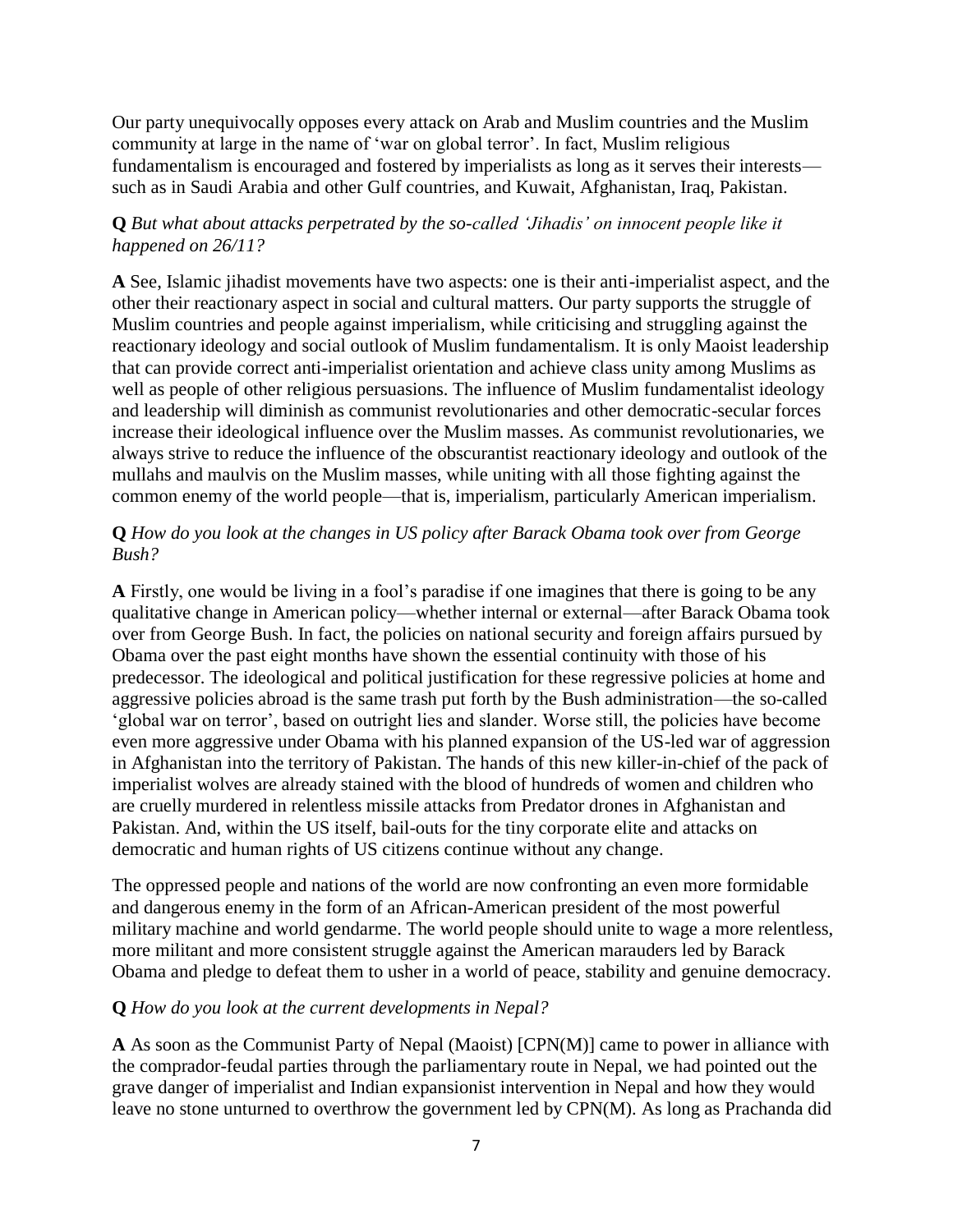Our party unequivocally opposes every attack on Arab and Muslim countries and the Muslim community at large in the name of 'war on global terror'. In fact, Muslim religious fundamentalism is encouraged and fostered by imperialists as long as it serves their interests—such as in Saudi Arabia and other Gulf countries, and Kuwait, Afghanistan, Iraq, Pakistan.

**Q** *But what about attacks perpetrated by the so-called 'Jihadis' on innocent people like it happened on 26/11?*

**A** See, Islamic jihadist movements have two aspects: one is their anti-imperialist aspect, and the other their reactionary aspect in social and cultural matters. Our party supports the struggle of Muslim countries and people against imperialism, while criticising and struggling against the reactionary ideology and social outlook of Muslim fundamentalism. It is only Maoist leadership that can provide correct anti-imperialist orientation and achieve class unity among Muslims as well as people of other religious persuasions. The influence of Muslim fundamentalist ideology and leadership will diminish as communist revolutionaries and other democratic-secular forces increase their ideological influence over the Muslim masses. As communist revolutionaries, we always strive to reduce the influence of the obscurantist reactionary ideology and outlook of the mullahs and maulvis on the Muslim masses, while uniting with all those fighting against the common enemy of the world people—that is, imperialism, particularly American imperialism.

**Q** *How do you look at the changes in US policy after Barack Obama took over from George Bush?*

**A** Firstly, one would be living in a fool's paradise if one imagines that there is going to be any qualitative change in American policy—whether internal or external—after Barack Obama took over from George Bush. In fact, the policies on national security and foreign affairs pursued by Obama over the past eight months have shown the essential continuity with those of his predecessor. The ideological and political justification for these regressive policies at home and aggressive policies abroad is the same trash put forth by the Bush administration—the so-called 'global war on terror', based on outright lies and slander. Worse still, the policies have become even more aggressive under Obama with his planned expansion of the US-led war of aggression in Afghanistan into the territory of Pakistan. The hands of this new killer-in-chief of the pack of imperialist wolves are already stained with the blood of hundreds of women and children who are cruelly murdered in relentless missile attacks from Predator drones in Afghanistan and Pakistan. And, within the US itself, bail-outs for the tiny corporate elite and attacks on democratic and human rights of US citizens continue without any change.

The oppressed people and nations of the world are now confronting an even more formidable and dangerous enemy in the form of an African-American president of the most powerful military machine and world gendarme. The world people should unite to wage a more relentless, more militant and more consistent struggle against the American marauders led by Barack Obama and pledge to defeat them to usher in a world of peace, stability and genuine democracy.

**Q** *How do you look at the current developments in Nepal?*

**A** As soon as the Communist Party of Nepal (Maoist) [CPN(M)] came to power in alliance with the comprador-feudal parties through the parliamentary route in Nepal, we had pointed out the grave danger of imperialist and Indian expansionist intervention in Nepal and how they would leave no stone unturned to overthrow the government led by CPN(M). As long as Prachanda did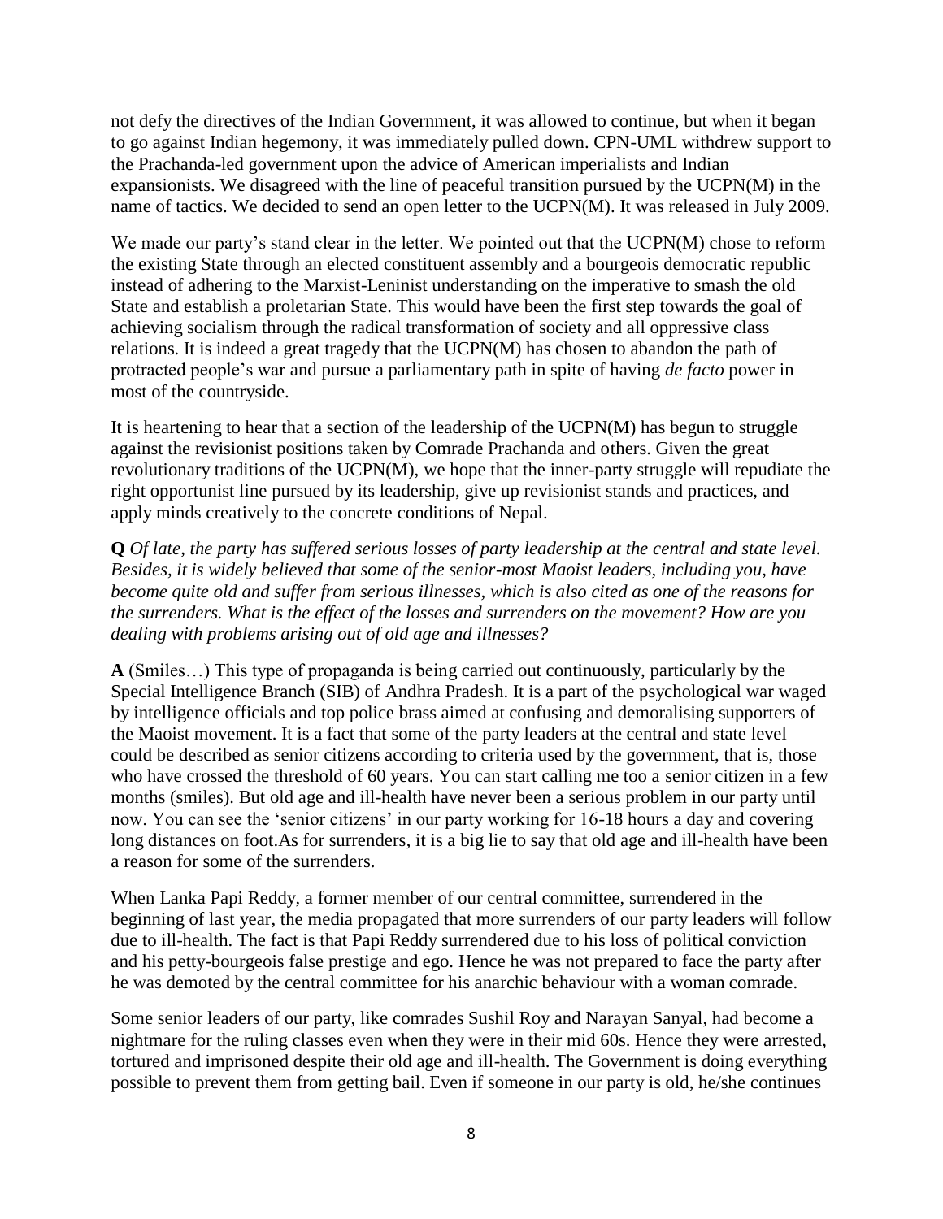not defy the directives of the Indian Government, it was allowed to continue, but when it began to go against Indian hegemony, it was immediately pulled down. CPN-UML withdrew support to the Prachanda-led government upon the advice of American imperialists and Indian expansionists. We disagreed with the line of peaceful transition pursued by the UCPN(M) in the name of tactics. We decided to send an open letter to the UCPN(M). It was released in July 2009.

We made our party's stand clear in the letter. We pointed out that the UCPN(M) chose to reform the existing State through an elected constituent assembly and a bourgeois democratic republic instead of adhering to the Marxist-Leninist understanding on the imperative to smash the old State and establish a proletarian State. This would have been the first step towards the goal of achieving socialism through the radical transformation of society and all oppressive class relations. It is indeed a great tragedy that the UCPN(M) has chosen to abandon the path of protracted people's war and pursue a parliamentary path in spite of having *de facto* power in most of the countryside.

It is heartening to hear that a section of the leadership of the UCPN(M) has begun to struggle against the revisionist positions taken by Comrade Prachanda and others. Given the great revolutionary traditions of the UCPN(M), we hope that the inner-party struggle will repudiate the right opportunist line pursued by its leadership, give up revisionist stands and practices, and apply minds creatively to the concrete conditions of Nepal.

**Q** *Of late, the party has suffered serious losses of party leadership at the central and state level. Besides, it is widely believed that some of the senior-most Maoist leaders, including you, have become quite old and suffer from serious illnesses, which is also cited as one of the reasons for the surrenders. What is the effect of the losses and surrenders on the movement? How are you dealing with problems arising out of old age and illnesses?*

**A** (Smiles…) This type of propaganda is being carried out continuously, particularly by the Special Intelligence Branch (SIB) of Andhra Pradesh. It is a part of the psychological war waged by intelligence officials and top police brass aimed at confusing and demoralising supporters of the Maoist movement. It is a fact that some of the party leaders at the central and state level could be described as senior citizens according to criteria used by the government, that is, those who have crossed the threshold of 60 years. You can start calling me too a senior citizen in a few months (smiles). But old age and ill-health have never been a serious problem in our party until now. You can see the 'senior citizens' in our party working for 16-18 hours a day and covering long distances on foot.As for surrenders, it is a big lie to say that old age and ill-health have been a reason for some of the surrenders.

When Lanka Papi Reddy, a former member of our central committee, surrendered in the beginning of last year, the media propagated that more surrenders of our party leaders will follow due to ill-health. The fact is that Papi Reddy surrendered due to his loss of political conviction and his petty-bourgeois false prestige and ego. Hence he was not prepared to face the party after he was demoted by the central committee for his anarchic behaviour with a woman comrade.

Some senior leaders of our party, like comrades Sushil Roy and Narayan Sanyal, had become a nightmare for the ruling classes even when they were in their mid 60s. Hence they were arrested, tortured and imprisoned despite their old age and ill-health. The Government is doing everything possible to prevent them from getting bail. Even if someone in our party is old, he/she continues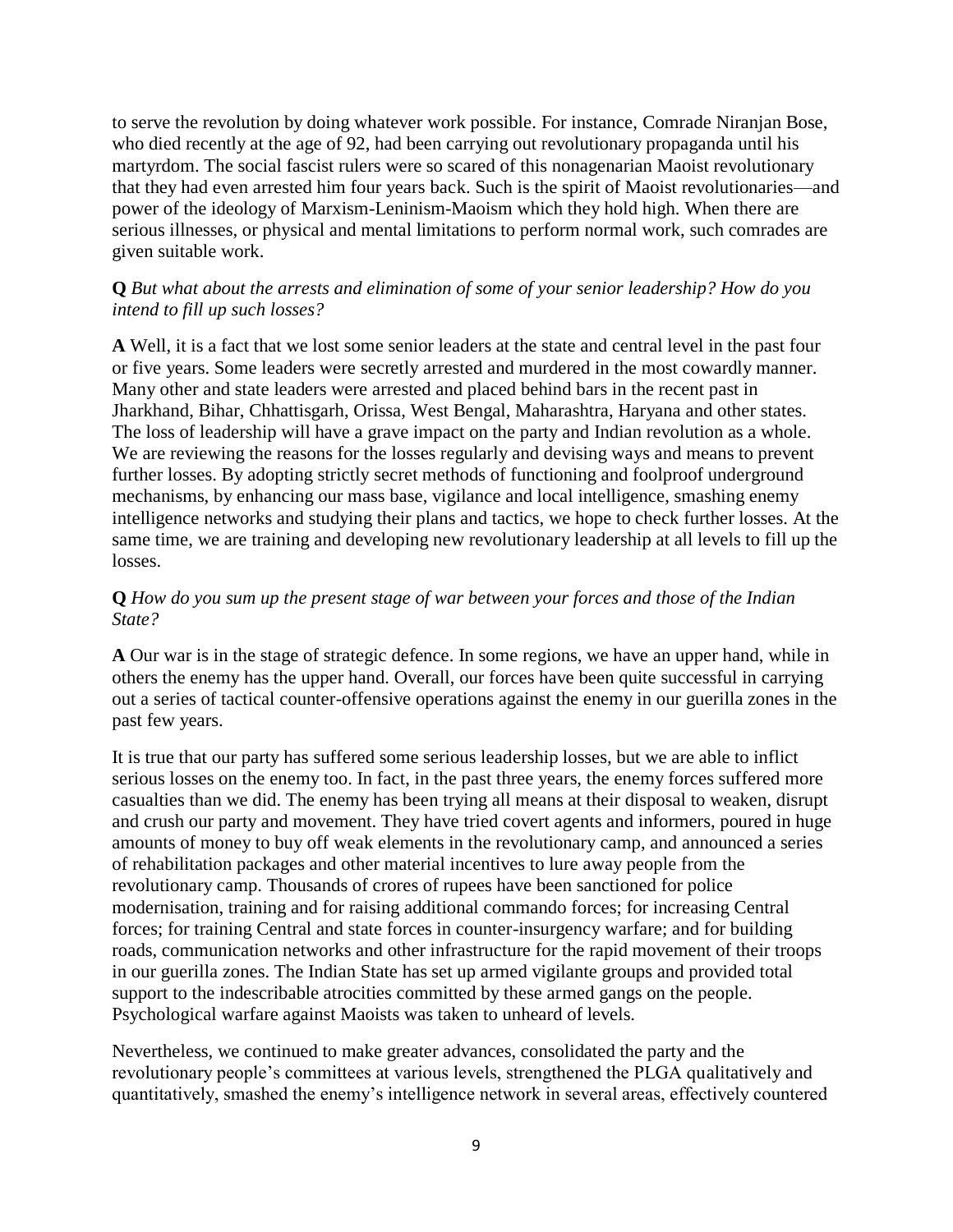to serve the revolution by doing whatever work possible. For instance, Comrade Niranjan Bose, who died recently at the age of 92, had been carrying out revolutionary propaganda until his martyrdom. The social fascist rulers were so scared of this nonagenarian Maoist revolutionary that they had even arrested him four years back. Such is the spirit of Maoist revolutionaries—and power of the ideology of Marxism-Leninism-Maoism which they hold high. When there are serious illnesses, or physical and mental limitations to perform normal work, such comrades are given suitable work.

**Q** *But what about the arrests and elimination of some of your senior leadership? How do you intend to fill up such losses?*

**A** Well, it is a fact that we lost some senior leaders at the state and central level in the past four or five years. Some leaders were secretly arrested and murdered in the most cowardly manner. Many other and state leaders were arrested and placed behind bars in the recent past in Jharkhand, Bihar, Chhattisgarh, Orissa, West Bengal, Maharashtra, Haryana and other states. The loss of leadership will have a grave impact on the party and Indian revolution as a whole. We are reviewing the reasons for the losses regularly and devising ways and means to prevent further losses. By adopting strictly secret methods of functioning and foolproof underground mechanisms, by enhancing our mass base, vigilance and local intelligence, smashing enemy intelligence networks and studying their plans and tactics, we hope to check further losses. At the same time, we are training and developing new revolutionary leadership at all levels to fill up the losses.

**Q** *How do you sum up the present stage of war between your forces and those of the Indian State?*

**A** Our war is in the stage of strategic defence. In some regions, we have an upper hand, while in others the enemy has the upper hand. Overall, our forces have been quite successful in carrying out a series of tactical counter-offensive operations against the enemy in our guerilla zones in the past few years.

It is true that our party has suffered some serious leadership losses, but we are able to inflict serious losses on the enemy too. In fact, in the past three years, the enemy forces suffered more casualties than we did. The enemy has been trying all means at their disposal to weaken, disrupt and crush our party and movement. They have tried covert agents and informers, poured in huge amounts of money to buy off weak elements in the revolutionary camp, and announced a series of rehabilitation packages and other material incentives to lure away people from the revolutionary camp. Thousands of crores of rupees have been sanctioned for police modernisation, training and for raising additional commando forces; for increasing Central forces; for training Central and state forces in counter-insurgency warfare; and for building roads, communication networks and other infrastructure for the rapid movement of their troops in our guerilla zones. The Indian State has set up armed vigilante groups and provided total support to the indescribable atrocities committed by these armed gangs on the people. Psychological warfare against Maoists was taken to unheard of levels.

Nevertheless, we continued to make greater advances, consolidated the party and the revolutionary people's committees at various levels, strengthened the PLGA qualitatively and quantitatively, smashed the enemy's intelligence network in several areas, effectively countered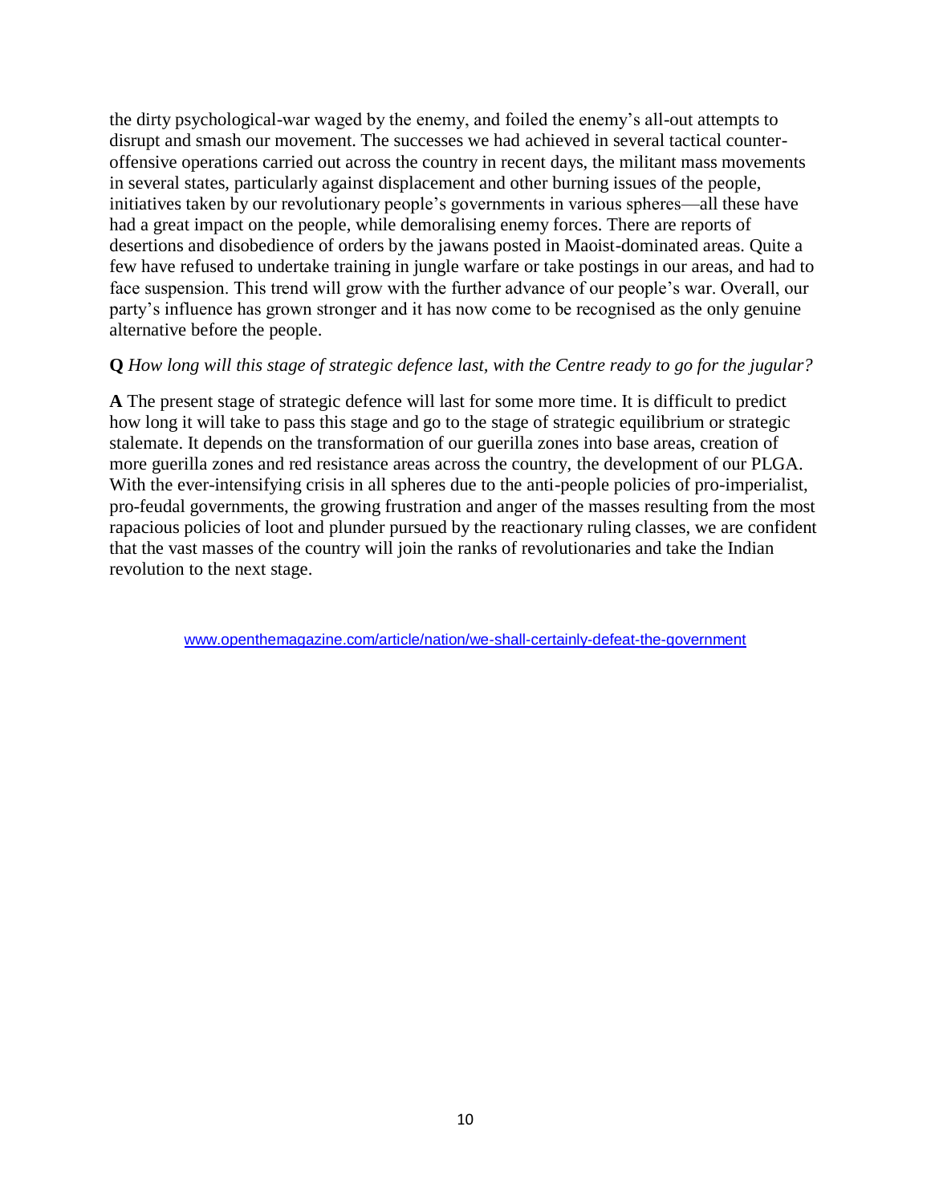the dirty psychological-war waged by the enemy, and foiled the enemy's all-out attempts to disrupt and smash our movement. The successes we had achieved in several tactical counter-offensive operations carried out across the country in recent days, the militant mass movements in several states, particularly against displacement and other burning issues of the people, initiatives taken by our revolutionary people's governments in various spheres—all these have had a great impact on the people, while demoralising enemy forces. There are reports of desertions and disobedience of orders by the jawans posted in Maoist-dominated areas. Quite a few have refused to undertake training in jungle warfare or take postings in our areas, and had to face suspension. This trend will grow with the further advance of our people's war. Overall, our party's influence has grown stronger and it has now come to be recognised as the only genuine alternative before the people.

**Q** *How long will this stage of strategic defence last, with the Centre ready to go for the jugular?*

**A** The present stage of strategic defence will last for some more time. It is difficult to predict how long it will take to pass this stage and go to the stage of strategic equilibrium or strategic stalemate. It depends on the transformation of our guerilla zones into base areas, creation of more guerilla zones and red resistance areas across the country, the development of our PLGA. With the ever-intensifying crisis in all spheres due to the anti-people policies of pro-imperialist, pro-feudal governments, the growing frustration and anger of the masses resulting from the most rapacious policies of loot and plunder pursued by the reactionary ruling classes, we are confident that the vast masses of the country will join the ranks of revolutionaries and take the Indian revolution to the next stage.

www.openthemagazine.com/article/nation/we-shall-certainly-defeat-the-government